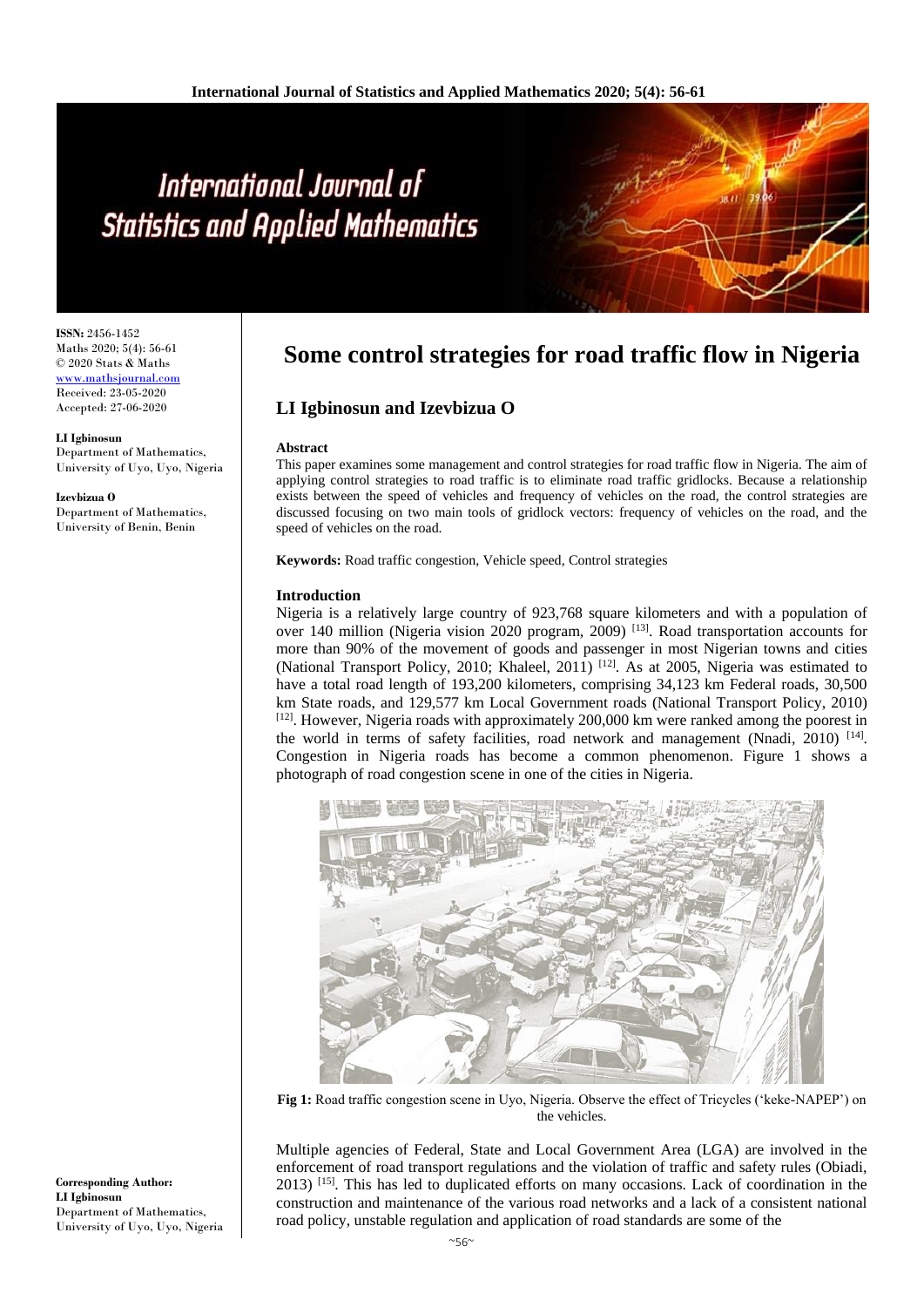# Some control strategies for road traffic flow in Nigeria

## LI Igbinosun and Izevbizua O

**ISSN:** 2456-1452
Maths 2020; 5(4): 56-61
© 2020 Stats & Maths
www.mathsjournal.com
Received: 23-05-2020
Accepted: 27-06-2020

**LI Igbinosun**
Department of Mathematics, University of Uyo, Uyo, Nigeria

**Izevbizua O**
Department of Mathematics, University of Benin, Benin

**Corresponding Author:**
**LI Igbinosun**
Department of Mathematics, University of Uyo, Uyo, Nigeria

### Abstract

This paper examines some management and control strategies for road traffic flow in Nigeria. The aim of applying control strategies to road traffic is to eliminate road traffic gridlocks. Because a relationship exists between the speed of vehicles and frequency of vehicles on the road, the control strategies are discussed focusing on two main tools of gridlock vectors: frequency of vehicles on the road, and the speed of vehicles on the road.

**Keywords:** Road traffic congestion, Vehicle speed, Control strategies

### Introduction

Nigeria is a relatively large country of 923,768 square kilometers and with a population of over 140 million (Nigeria vision 2020 program, 2009) [13]. Road transportation accounts for more than 90% of the movement of goods and passenger in most Nigerian towns and cities (National Transport Policy, 2010; Khaleel, 2011) [12]. As at 2005, Nigeria was estimated to have a total road length of 193,200 kilometers, comprising 34,123 km Federal roads, 30,500 km State roads, and 129,577 km Local Government roads (National Transport Policy, 2010) [12]. However, Nigeria roads with approximately 200,000 km were ranked among the poorest in the world in terms of safety facilities, road network and management (Nnadi, 2010) [14]. Congestion in Nigeria roads has become a common phenomenon. Figure 1 shows a photograph of road congestion scene in one of the cities in Nigeria.

**Fig 1:** Road traffic congestion scene in Uyo, Nigeria. Observe the effect of Tricycles ('keke-NAPEP') on the vehicles.

Multiple agencies of Federal, State and Local Government Area (LGA) are involved in the enforcement of road transport regulations and the violation of traffic and safety rules (Obiadi, 2013) [15]. This has led to duplicated efforts on many occasions. Lack of coordination in the construction and maintenance of the various road networks and a lack of a consistent national road policy, unstable regulation and application of road standards are some of the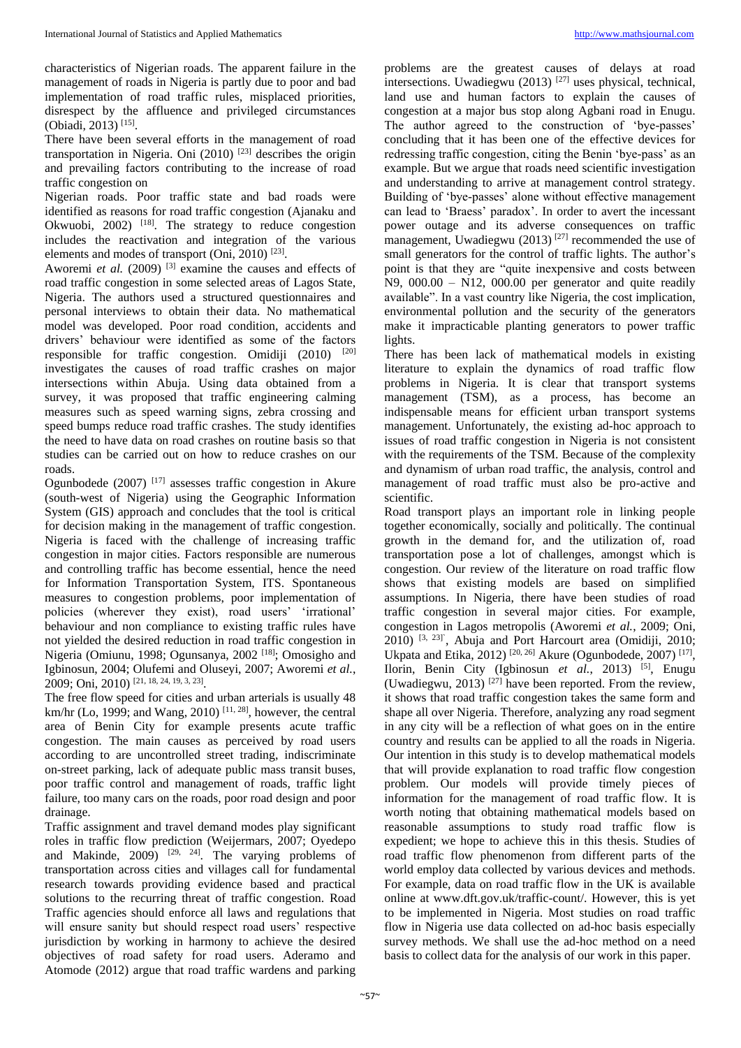characteristics of Nigerian roads. The apparent failure in the management of roads in Nigeria is partly due to poor and bad implementation of road traffic rules, misplaced priorities, disrespect by the affluence and privileged circumstances (Obiadi, 2013) [15].

There have been several efforts in the management of road transportation in Nigeria. Oni (2010) [23] describes the origin and prevailing factors contributing to the increase of road traffic congestion on

Nigerian roads. Poor traffic state and bad roads were identified as reasons for road traffic congestion (Ajanaku and Okwuobi, 2002) [18]. The strategy to reduce congestion includes the reactivation and integration of the various elements and modes of transport (Oni, 2010) [23].

Aworemi *et al.* (2009) [3] examine the causes and effects of road traffic congestion in some selected areas of Lagos State, Nigeria. The authors used a structured questionnaires and personal interviews to obtain their data. No mathematical model was developed. Poor road condition, accidents and drivers' behaviour were identified as some of the factors responsible for traffic congestion. Omidiji (2010) [20] investigates the causes of road traffic crashes on major intersections within Abuja. Using data obtained from a survey, it was proposed that traffic engineering calming measures such as speed warning signs, zebra crossing and speed bumps reduce road traffic crashes. The study identifies the need to have data on road crashes on routine basis so that studies can be carried out on how to reduce crashes on our roads.

Ogunbodede (2007) [17] assesses traffic congestion in Akure (south-west of Nigeria) using the Geographic Information System (GIS) approach and concludes that the tool is critical for decision making in the management of traffic congestion. Nigeria is faced with the challenge of increasing traffic congestion in major cities. Factors responsible are numerous and controlling traffic has become essential, hence the need for Information Transportation System, ITS. Spontaneous measures to congestion problems, poor implementation of policies (wherever they exist), road users' 'irrational' behaviour and non compliance to existing traffic rules have not yielded the desired reduction in road traffic congestion in Nigeria (Omiunu, 1998; Ogunsanya, 2002 [18]; Omosigho and Igbinosun, 2004; Olufemi and Oluseyi, 2007; Aworemi *et al.*, 2009; Oni, 2010) [21, 18, 24, 19, 3, 23].

The free flow speed for cities and urban arterials is usually 48 km/hr (Lo, 1999; and Wang, 2010) [11, 28], however, the central area of Benin City for example presents acute traffic congestion. The main causes as perceived by road users according to are uncontrolled street trading, indiscriminate on-street parking, lack of adequate public mass transit buses, poor traffic control and management of roads, traffic light failure, too many cars on the roads, poor road design and poor drainage.

Traffic assignment and travel demand modes play significant roles in traffic flow prediction (Weijermars, 2007; Oyedepo and Makinde, 2009) [29, 24]. The varying problems of transportation across cities and villages call for fundamental research towards providing evidence based and practical solutions to the recurring threat of traffic congestion. Road Traffic agencies should enforce all laws and regulations that will ensure sanity but should respect road users' respective jurisdiction by working in harmony to achieve the desired objectives of road safety for road users. Aderamo and Atomode (2012) argue that road traffic wardens and parking problems are the greatest causes of delays at road intersections. Uwadiegwu (2013) [27] uses physical, technical, land use and human factors to explain the causes of congestion at a major bus stop along Agbani road in Enugu. The author agreed to the construction of 'bye-passes' concluding that it has been one of the effective devices for redressing traffic congestion, citing the Benin 'bye-pass' as an example. But we argue that roads need scientific investigation and understanding to arrive at management control strategy. Building of 'bye-passes' alone without effective management can lead to 'Braess' paradox'. In order to avert the incessant power outage and its adverse consequences on traffic management, Uwadiegwu (2013) [27] recommended the use of small generators for the control of traffic lights. The author's point is that they are "quite inexpensive and costs between N9, 000.00 – N12, 000.00 per generator and quite readily available". In a vast country like Nigeria, the cost implication, environmental pollution and the security of the generators make it impracticable planting generators to power traffic lights.

There has been lack of mathematical models in existing literature to explain the dynamics of road traffic flow problems in Nigeria. It is clear that transport systems management (TSM), as a process, has become an indispensable means for efficient urban transport systems management. Unfortunately, the existing ad-hoc approach to issues of road traffic congestion in Nigeria is not consistent with the requirements of the TSM. Because of the complexity and dynamism of urban road traffic, the analysis, control and management of road traffic must also be pro-active and scientific.

Road transport plays an important role in linking people together economically, socially and politically. The continual growth in the demand for, and the utilization of, road transportation pose a lot of challenges, amongst which is congestion. Our review of the literature on road traffic flow shows that existing models are based on simplified assumptions. In Nigeria, there have been studies of road traffic congestion in several major cities. For example, congestion in Lagos metropolis (Aworemi *et al.*, 2009; Oni, 2010) [3, 23], Abuja and Port Harcourt area (Omidiji, 2010; Ukpata and Etika, 2012) [20, 26] Akure (Ogunbodede, 2007) [17], Ilorin, Benin City (Igbinosun *et al.*, 2013) [5], Enugu (Uwadiegwu, 2013) [27] have been reported. From the review, it shows that road traffic congestion takes the same form and shape all over Nigeria. Therefore, analyzing any road segment in any city will be a reflection of what goes on in the entire country and results can be applied to all the roads in Nigeria. Our intention in this study is to develop mathematical models that will provide explanation to road traffic flow congestion problem. Our models will provide timely pieces of information for the management of road traffic flow. It is worth noting that obtaining mathematical models based on reasonable assumptions to study road traffic flow is expedient; we hope to achieve this in this thesis. Studies of road traffic flow phenomenon from different parts of the world employ data collected by various devices and methods. For example, data on road traffic flow in the UK is available online at www.dft.gov.uk/traffic-count/. However, this is yet to be implemented in Nigeria. Most studies on road traffic flow in Nigeria use data collected on ad-hoc basis especially survey methods. We shall use the ad-hoc method on a need basis to collect data for the analysis of our work in this paper.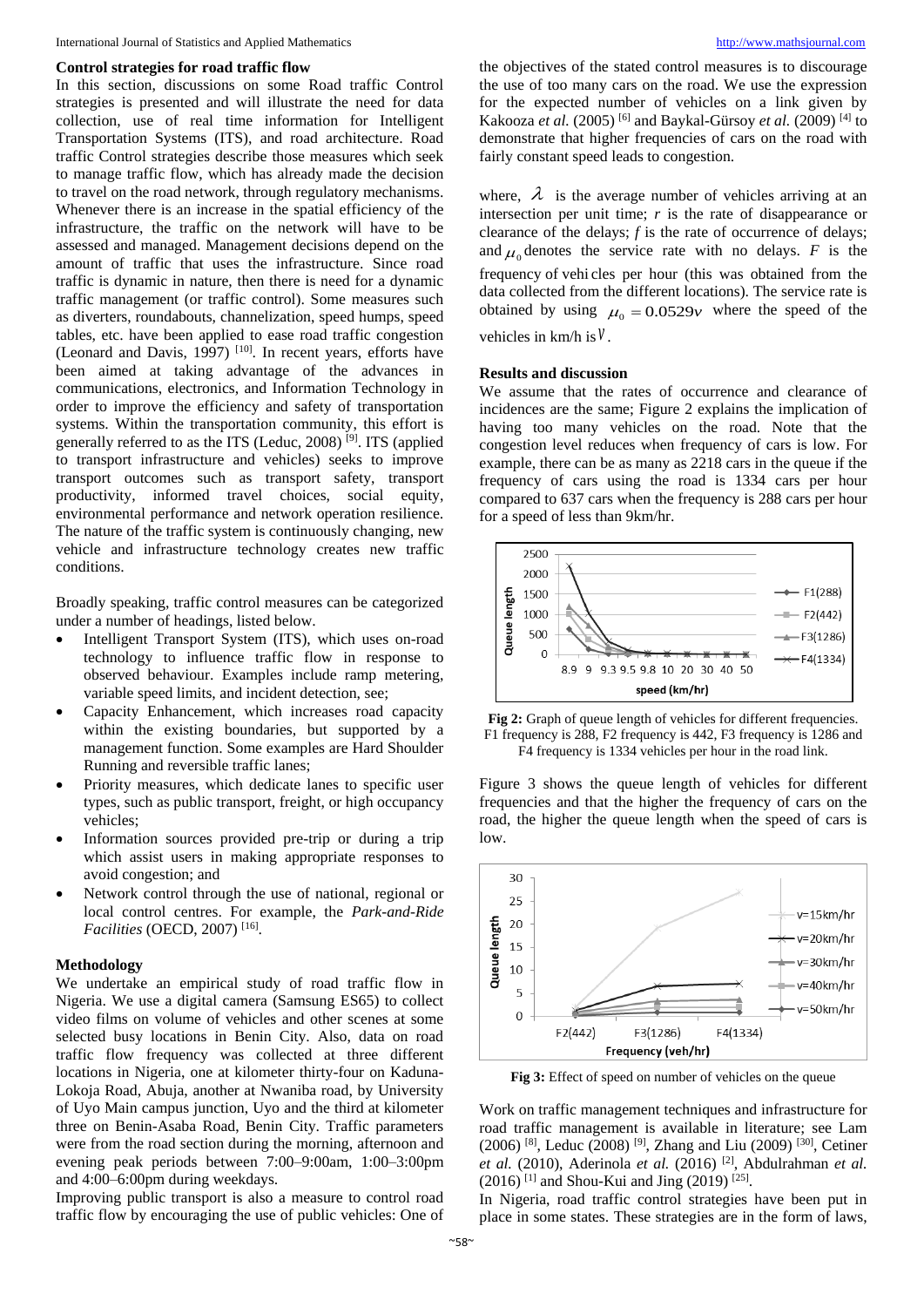### Control strategies for road traffic flow

In this section, discussions on some Road traffic Control strategies is presented and will illustrate the need for data collection, use of real time information for Intelligent Transportation Systems (ITS), and road architecture. Road traffic Control strategies describe those measures which seek to manage traffic flow, which has already made the decision to travel on the road network, through regulatory mechanisms. Whenever there is an increase in the spatial efficiency of the infrastructure, the traffic on the network will have to be assessed and managed. Management decisions depend on the amount of traffic that uses the infrastructure. Since road traffic is dynamic in nature, then there is need for a dynamic traffic management (or traffic control). Some measures such as diverters, roundabouts, channelization, speed humps, speed tables, etc. have been applied to ease road traffic congestion (Leonard and Davis, 1997) [10]. In recent years, efforts have been aimed at taking advantage of the advances in communications, electronics, and Information Technology in order to improve the efficiency and safety of transportation systems. Within the transportation community, this effort is generally referred to as the ITS (Leduc, 2008) [9]. ITS (applied to transport infrastructure and vehicles) seeks to improve transport outcomes such as transport safety, transport productivity, informed travel choices, social equity, environmental performance and network operation resilience. The nature of the traffic system is continuously changing, new vehicle and infrastructure technology creates new traffic conditions.

Broadly speaking, traffic control measures can be categorized under a number of headings, listed below.

- Intelligent Transport System (ITS), which uses on-road technology to influence traffic flow in response to observed behaviour. Examples include ramp metering, variable speed limits, and incident detection, see;
- Capacity Enhancement, which increases road capacity within the existing boundaries, but supported by a management function. Some examples are Hard Shoulder Running and reversible traffic lanes;
- Priority measures, which dedicate lanes to specific user types, such as public transport, freight, or high occupancy vehicles;
- Information sources provided pre-trip or during a trip which assist users in making appropriate responses to avoid congestion; and
- Network control through the use of national, regional or local control centres. For example, the *Park-and-Ride Facilities* (OECD, 2007) [16].

### Methodology

We undertake an empirical study of road traffic flow in Nigeria. We use a digital camera (Samsung ES65) to collect video films on volume of vehicles and other scenes at some selected busy locations in Benin City. Also, data on road traffic flow frequency was collected at three different locations in Nigeria, one at kilometer thirty-four on Kaduna-Lokoja Road, Abuja, another at Nwaniba road, by University of Uyo Main campus junction, Uyo and the third at kilometer three on Benin-Asaba Road, Benin City. Traffic parameters were from the road section during the morning, afternoon and evening peak periods between 7:00–9:00am, 1:00–3:00pm and 4:00–6:00pm during weekdays.

Improving public transport is also a measure to control road traffic flow by encouraging the use of public vehicles: One of the objectives of the stated control measures is to discourage the use of too many cars on the road. We use the expression for the expected number of vehicles on a link given by Kakooza *et al.* (2005) [6] and Baykal-Gürsoy *et al.* (2009) [4] to demonstrate that higher frequencies of cars on the road with fairly constant speed leads to congestion.

where, $\lambda$ is the average number of vehicles arriving at an intersection per unit time; $r$ is the rate of disappearance or clearance of the delays; $f$ is the rate of occurrence of delays; and $\mu_0$ denotes the service rate with no delays. $F$ is the frequency of vehicles per hour (this was obtained from the data collected from the different locations). The service rate is obtained by using $\mu_0 = 0.0529v$ where the speed of the vehicles in km/h is $v$.

### Results and discussion

We assume that the rates of occurrence and clearance of incidences are the same; Figure 2 explains the implication of having too many vehicles on the road. Note that the congestion level reduces when frequency of cars is low. For example, there can be as many as 2218 cars in the queue if the frequency of cars using the road is 1334 cars per hour compared to 637 cars when the frequency is 288 cars per hour for a speed of less than 9km/hr.

**Fig 2:** Graph of queue length of vehicles for different frequencies. F1 frequency is 288, F2 frequency is 442, F3 frequency is 1286 and F4 frequency is 1334 vehicles per hour in the road link.

Figure 3 shows the queue length of vehicles for different frequencies and that the higher the frequency of cars on the road, the higher the queue length when the speed of cars is low.

**Fig 3:** Effect of speed on number of vehicles on the queue

Work on traffic management techniques and infrastructure for road traffic management is available in literature; see Lam (2006) [8], Leduc (2008) [9], Zhang and Liu (2009) [30], Cetiner *et al.* (2010), Aderinola *et al.* (2016) [2], Abdulrahman *et al.* (2016) [1] and Shou-Kui and Jing (2019) [25].

In Nigeria, road traffic control strategies have been put in place in some states. These strategies are in the form of laws,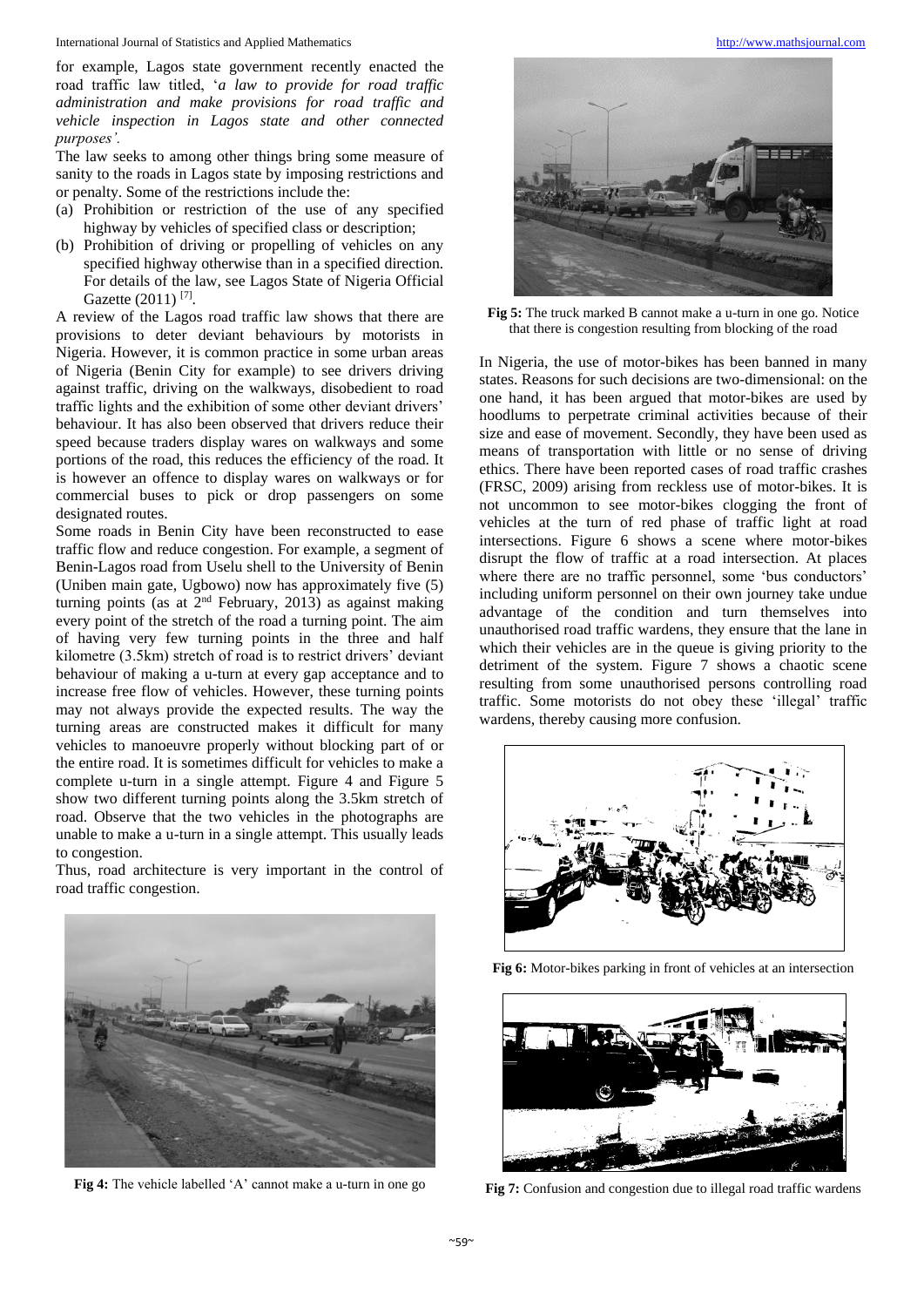for example, Lagos state government recently enacted the road traffic law titled, '*a law to provide for road traffic administration and make provisions for road traffic and vehicle inspection in Lagos state and other connected purposes'*.

The law seeks to among other things bring some measure of sanity to the roads in Lagos state by imposing restrictions and or penalty. Some of the restrictions include the:

(a) Prohibition or restriction of the use of any specified highway by vehicles of specified class or description;
(b) Prohibition of driving or propelling of vehicles on any specified highway otherwise than in a specified direction. For details of the law, see Lagos State of Nigeria Official Gazette (2011) [7].

A review of the Lagos road traffic law shows that there are provisions to deter deviant behaviours by motorists in Nigeria. However, it is common practice in some urban areas of Nigeria (Benin City for example) to see drivers driving against traffic, driving on the walkways, disobedient to road traffic lights and the exhibition of some other deviant drivers' behaviour. It has also been observed that drivers reduce their speed because traders display wares on walkways and some portions of the road, this reduces the efficiency of the road. It is however an offence to display wares on walkways or for commercial buses to pick or drop passengers on some designated routes.

Some roads in Benin City have been reconstructed to ease traffic flow and reduce congestion. For example, a segment of Benin-Lagos road from Uselu shell to the University of Benin (Uniben main gate, Ugbowo) now has approximately five (5) turning points (as at 2nd February, 2013) as against making every point of the stretch of the road a turning point. The aim of having very few turning points in the three and half kilometre (3.5km) stretch of road is to restrict drivers' deviant behaviour of making a u-turn at every gap acceptance and to increase free flow of vehicles. However, these turning points may not always provide the expected results. The way the turning areas are constructed makes it difficult for many vehicles to manoeuvre properly without blocking part of or the entire road. It is sometimes difficult for vehicles to make a complete u-turn in a single attempt. Figure 4 and Figure 5 show two different turning points along the 3.5km stretch of road. Observe that the two vehicles in the photographs are unable to make a u-turn in a single attempt. This usually leads to congestion.

Thus, road architecture is very important in the control of road traffic congestion.

**Fig 4:** The vehicle labelled 'A' cannot make a u-turn in one go

**Fig 5:** The truck marked B cannot make a u-turn in one go. Notice that there is congestion resulting from blocking of the road

In Nigeria, the use of motor-bikes has been banned in many states. Reasons for such decisions are two-dimensional: on the one hand, it has been argued that motor-bikes are used by hoodlums to perpetrate criminal activities because of their size and ease of movement. Secondly, they have been used as means of transportation with little or no sense of driving ethics. There have been reported cases of road traffic crashes (FRSC, 2009) arising from reckless use of motor-bikes. It is not uncommon to see motor-bikes clogging the front of vehicles at the turn of red phase of traffic light at road intersections. Figure 6 shows a scene where motor-bikes disrupt the flow of traffic at a road intersection. At places where there are no traffic personnel, some 'bus conductors' including uniform personnel on their own journey take undue advantage of the condition and turn themselves into unauthorised road traffic wardens, they ensure that the lane in which their vehicles are in the queue is giving priority to the detriment of the system. Figure 7 shows a chaotic scene resulting from some unauthorised persons controlling road traffic. Some motorists do not obey these 'illegal' traffic wardens, thereby causing more confusion.

**Fig 6:** Motor-bikes parking in front of vehicles at an intersection

**Fig 7:** Confusion and congestion due to illegal road traffic wardens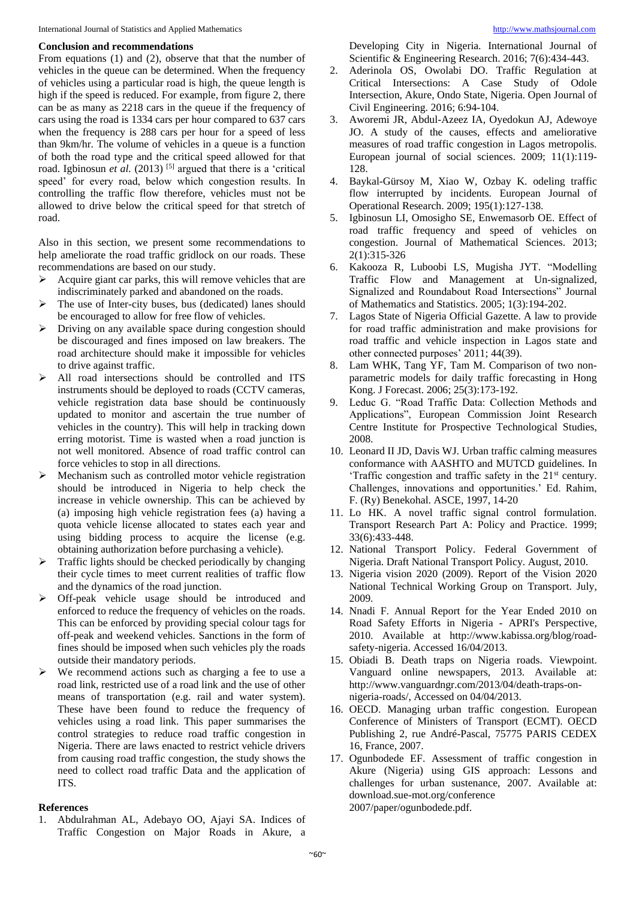## Conclusion and recommendations

From equations (1) and (2), observe that that the number of vehicles in the queue can be determined. When the frequency of vehicles using a particular road is high, the queue length is high if the speed is reduced. For example, from figure 2, there can be as many as 2218 cars in the queue if the frequency of cars using the road is 1334 cars per hour compared to 637 cars when the frequency is 288 cars per hour for a speed of less than 9km/hr. The volume of vehicles in a queue is a function of both the road type and the critical speed allowed for that road. Igbinosun *et al.* (2013) [5] argued that there is a 'critical speed' for every road, below which congestion results. In controlling the traffic flow therefore, vehicles must not be allowed to drive below the critical speed for that stretch of road.

Also in this section, we present some recommendations to help ameliorate the road traffic gridlock on our roads. These recommendations are based on our study.

- Acquire giant car parks, this will remove vehicles that are indiscriminately parked and abandoned on the roads.
- The use of Inter-city buses, bus (dedicated) lanes should be encouraged to allow for free flow of vehicles.
- Driving on any available space during congestion should be discouraged and fines imposed on law breakers. The road architecture should make it impossible for vehicles to drive against traffic.
- All road intersections should be controlled and ITS instruments should be deployed to roads (CCTV cameras, vehicle registration data base should be continuously updated to monitor and ascertain the true number of vehicles in the country). This will help in tracking down erring motorist. Time is wasted when a road junction is not well monitored. Absence of road traffic control can force vehicles to stop in all directions.
- Mechanism such as controlled motor vehicle registration should be introduced in Nigeria to help check the increase in vehicle ownership. This can be achieved by (a) imposing high vehicle registration fees (a) having a quota vehicle license allocated to states each year and using bidding process to acquire the license (e.g. obtaining authorization before purchasing a vehicle).
- Traffic lights should be checked periodically by changing their cycle times to meet current realities of traffic flow and the dynamics of the road junction.
- Off-peak vehicle usage should be introduced and enforced to reduce the frequency of vehicles on the roads. This can be enforced by providing special colour tags for off-peak and weekend vehicles. Sanctions in the form of fines should be imposed when such vehicles ply the roads outside their mandatory periods.
- We recommend actions such as charging a fee to use a road link, restricted use of a road link and the use of other means of transportation (e.g. rail and water system). These have been found to reduce the frequency of vehicles using a road link. This paper summarises the control strategies to reduce road traffic congestion in Nigeria. There are laws enacted to restrict vehicle drivers from causing road traffic congestion, the study shows the need to collect road traffic Data and the application of ITS.

## References

1. Abdulrahman AL, Adebayo OO, Ajayi SA. Indices of Traffic Congestion on Major Roads in Akure, a Developing City in Nigeria. International Journal of Scientific & Engineering Research. 2016; 7(6):434-443.
2. Aderinola OS, Owolabi DO. Traffic Regulation at Critical Intersections: A Case Study of Odole Intersection, Akure, Ondo State, Nigeria. Open Journal of Civil Engineering. 2016; 6:94-104.
3. Aworemi JR, Abdul-Azeez IA, Oyedokun AJ, Adewoye JO. A study of the causes, effects and ameliorative measures of road traffic congestion in Lagos metropolis. European journal of social sciences. 2009; 11(1):119-128.
4. Baykal-Gürsoy M, Xiao W, Ozbay K. odeling traffic flow interrupted by incidents. European Journal of Operational Research. 2009; 195(1):127-138.
5. Igbinosun LI, Omosigho SE, Enwemasorb OE. Effect of road traffic frequency and speed of vehicles on congestion. Journal of Mathematical Sciences. 2013; 2(1):315-326
6. Kakooza R, Luboobi LS, Mugisha JYT. "Modelling Traffic Flow and Management at Un-signalized, Signalized and Roundabout Road Intersections" Journal of Mathematics and Statistics. 2005; 1(3):194-202.
7. Lagos State of Nigeria Official Gazette. A law to provide for road traffic administration and make provisions for road traffic and vehicle inspection in Lagos state and other connected purposes' 2011; 44(39).
8. Lam WHK, Tang YF, Tam M. Comparison of two non-parametric models for daily traffic forecasting in Hong Kong. J Forecast. 2006; 25(3):173-192.
9. Leduc G. "Road Traffic Data: Collection Methods and Applications", European Commission Joint Research Centre Institute for Prospective Technological Studies, 2008.
10. Leonard II JD, Davis WJ. Urban traffic calming measures conformance with AASHTO and MUTCD guidelines. In 'Traffic congestion and traffic safety in the 21st century. Challenges, innovations and opportunities.' Ed. Rahim, F. (Ry) Benekohal. ASCE, 1997, 14-20
11. Lo HK. A novel traffic signal control formulation. Transport Research Part A: Policy and Practice. 1999; 33(6):433-448.
12. National Transport Policy. Federal Government of Nigeria. Draft National Transport Policy. August, 2010.
13. Nigeria vision 2020 (2009). Report of the Vision 2020 National Technical Working Group on Transport. July, 2009.
14. Nnadi F. Annual Report for the Year Ended 2010 on Road Safety Efforts in Nigeria - APRI's Perspective, 2010. Available at http://www.kabissa.org/blog/road-safety-nigeria. Accessed 16/04/2013.
15. Obiadi B. Death traps on Nigeria roads. Viewpoint. Vanguard online newspapers, 2013. Available at: http://www.vanguardngr.com/2013/04/death-traps-on-nigeria-roads/, Accessed on 04/04/2013.
16. OECD. Managing urban traffic congestion. European Conference of Ministers of Transport (ECMT). OECD Publishing 2, rue André-Pascal, 75775 PARIS CEDEX 16, France, 2007.
17. Ogunbodede EF. Assessment of traffic congestion in Akure (Nigeria) using GIS approach: Lessons and challenges for urban sustenance, 2007. Available at: download.sue-mot.org/conference 2007/paper/ogunbodede.pdf.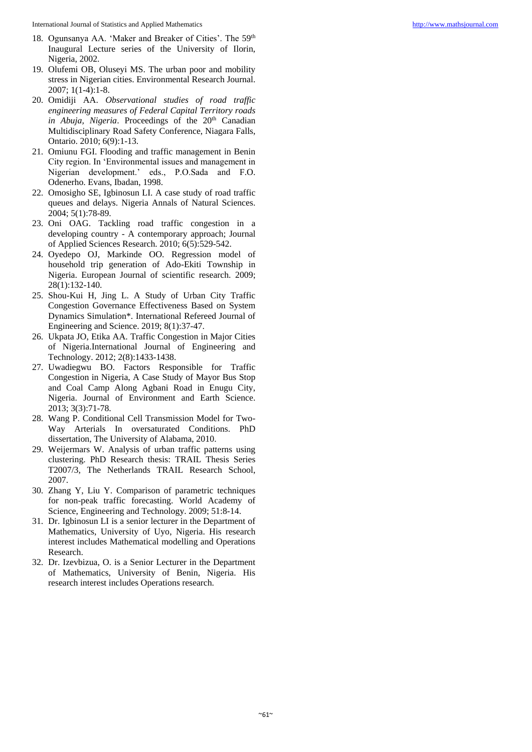18. Ogunsanya AA. 'Maker and Breaker of Cities'. The 59th Inaugural Lecture series of the University of Ilorin, Nigeria, 2002.
19. Olufemi OB, Oluseyi MS. The urban poor and mobility stress in Nigerian cities. Environmental Research Journal. 2007; 1(1-4):1-8.
20. Omidiji AA. *Observational studies of road traffic engineering measures of Federal Capital Territory roads in Abuja, Nigeria*. Proceedings of the 20th Canadian Multidisciplinary Road Safety Conference, Niagara Falls, Ontario. 2010; 6(9):1-13.
21. Omiunu FGI. Flooding and traffic management in Benin City region. In 'Environmental issues and management in Nigerian development.' eds., P.O.Sada and F.O. Odenerho. Evans, Ibadan, 1998.
22. Omosigho SE, Igbinosun LI. A case study of road traffic queues and delays. Nigeria Annals of Natural Sciences. 2004; 5(1):78-89.
23. Oni OAG. Tackling road traffic congestion in a developing country - A contemporary approach; Journal of Applied Sciences Research. 2010; 6(5):529-542.
24. Oyedepo OJ, Markinde OO. Regression model of household trip generation of Ado-Ekiti Township in Nigeria. European Journal of scientific research. 2009; 28(1):132-140.
25. Shou-Kui H, Jing L. A Study of Urban City Traffic Congestion Governance Effectiveness Based on System Dynamics Simulation*. International Refereed Journal of Engineering and Science. 2019; 8(1):37-47.
26. Ukpata JO, Etika AA. Traffic Congestion in Major Cities of Nigeria.International Journal of Engineering and Technology. 2012; 2(8):1433-1438.
27. Uwadiegwu BO. Factors Responsible for Traffic Congestion in Nigeria, A Case Study of Mayor Bus Stop and Coal Camp Along Agbani Road in Enugu City, Nigeria. Journal of Environment and Earth Science. 2013; 3(3):71-78.
28. Wang P. Conditional Cell Transmission Model for Two-Way Arterials In oversaturated Conditions. PhD dissertation, The University of Alabama, 2010.
29. Weijermars W. Analysis of urban traffic patterns using clustering. PhD Research thesis: TRAIL Thesis Series T2007/3, The Netherlands TRAIL Research School, 2007.
30. Zhang Y, Liu Y. Comparison of parametric techniques for non-peak traffic forecasting. World Academy of Science, Engineering and Technology. 2009; 51:8-14.
31. Dr. Igbinosun LI is a senior lecturer in the Department of Mathematics, University of Uyo, Nigeria. His research interest includes Mathematical modelling and Operations Research.
32. Dr. Izevbizua, O. is a Senior Lecturer in the Department of Mathematics, University of Benin, Nigeria. His research interest includes Operations research.